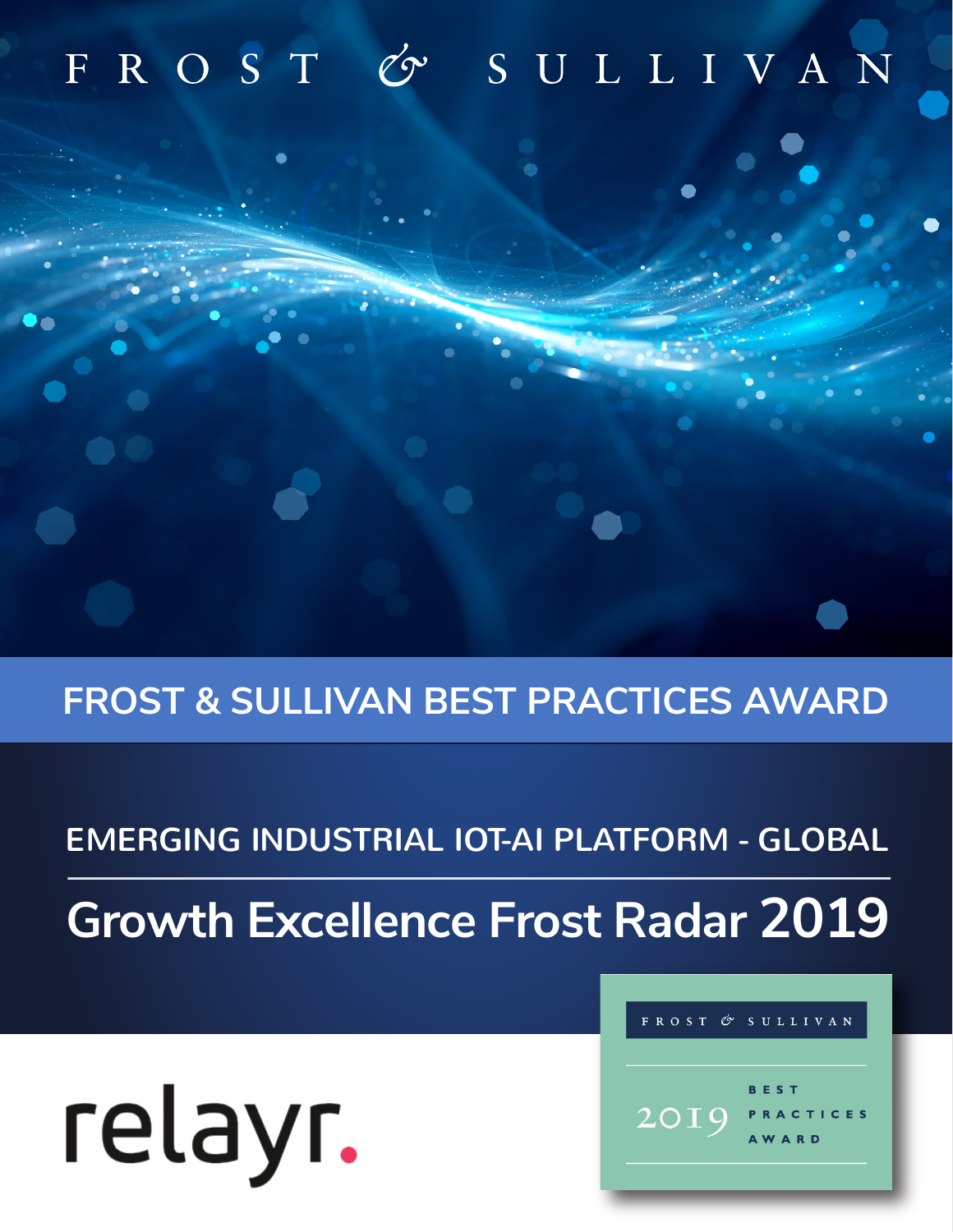FROST & SULLIVAN

# FROST & SULLIVAN BEST PRACTICES AWARD

## EMERGING INDUSTRIAL IOT-AI PLATFORM - GLOBAL

## Growth Excellence Frost Radar 2019

relayr.

FROST & SULLIVAN

2019 BEST PRACTICES AWARD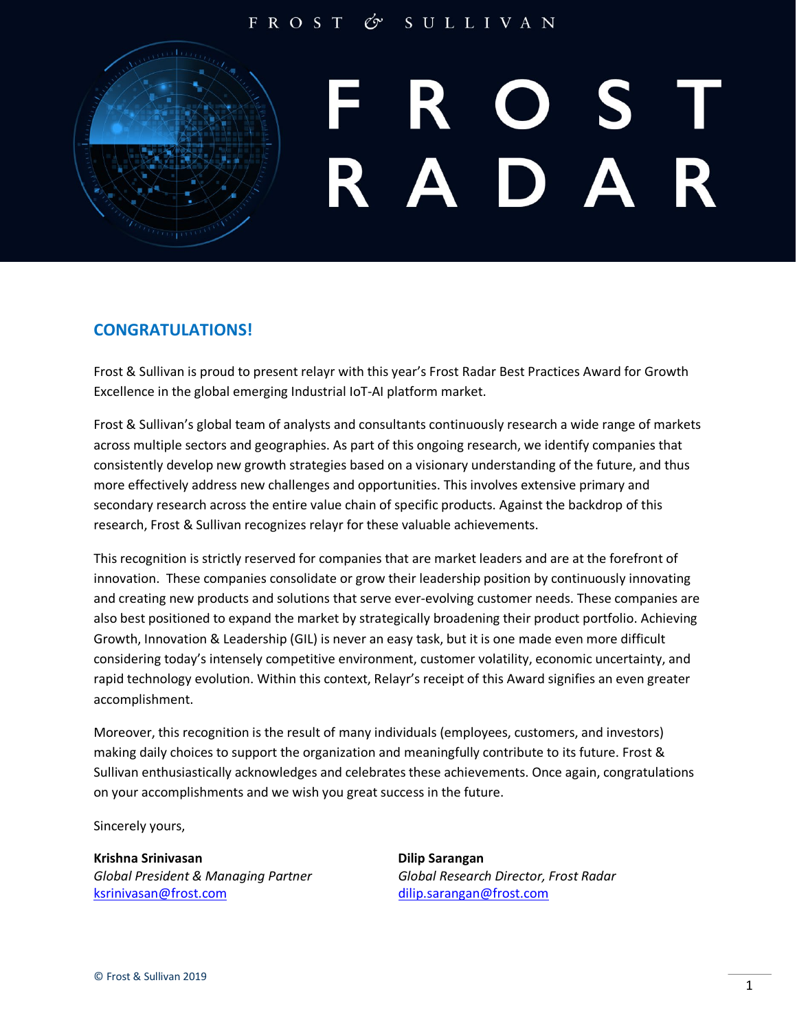# FROST & SULLIVAN

# FROST RADAR

## CONGRATULATIONS!

Frost & Sullivan is proud to present relayr with this year's Frost Radar Best Practices Award for Growth Excellence in the global emerging Industrial IoT-AI platform market.

Frost & Sullivan's global team of analysts and consultants continuously research a wide range of markets across multiple sectors and geographies. As part of this ongoing research, we identify companies that consistently develop new growth strategies based on a visionary understanding of the future, and thus more effectively address new challenges and opportunities. This involves extensive primary and secondary research across the entire value chain of specific products. Against the backdrop of this research, Frost & Sullivan recognizes relayr for these valuable achievements.

This recognition is strictly reserved for companies that are market leaders and are at the forefront of innovation. These companies consolidate or grow their leadership position by continuously innovating and creating new products and solutions that serve ever-evolving customer needs. These companies are also best positioned to expand the market by strategically broadening their product portfolio. Achieving Growth, Innovation & Leadership (GIL) is never an easy task, but it is one made even more difficult considering today's intensely competitive environment, customer volatility, economic uncertainty, and rapid technology evolution. Within this context, Relayr's receipt of this Award signifies an even greater accomplishment.

Moreover, this recognition is the result of many individuals (employees, customers, and investors) making daily choices to support the organization and meaningfully contribute to its future. Frost & Sullivan enthusiastically acknowledges and celebrates these achievements. Once again, congratulations on your accomplishments and we wish you great success in the future.

Sincerely yours,

**Krishna Srinivasan**
*Global President & Managing Partner*
ksrinivasan@frost.com

**Dilip Sarangan**
*Global Research Director, Frost Radar*
dilip.sarangan@frost.com

© Frost & Sullivan 2019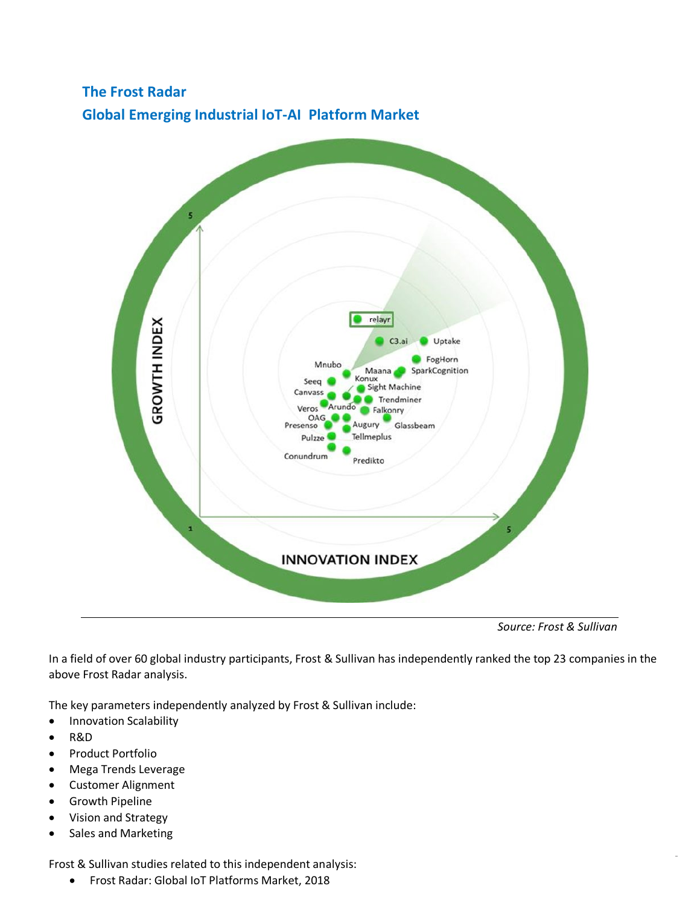## The Frost Radar

## Global Emerging Industrial IoT-AI Platform Market

*Source: Frost & Sullivan*

In a field of over 60 global industry participants, Frost & Sullivan has independently ranked the top 23 companies in the above Frost Radar analysis.

The key parameters independently analyzed by Frost & Sullivan include:

- Innovation Scalability
- R&D
- Product Portfolio
- Mega Trends Leverage
- Customer Alignment
- Growth Pipeline
- Vision and Strategy
- Sales and Marketing

Frost & Sullivan studies related to this independent analysis:

- Frost Radar: Global IoT Platforms Market, 2018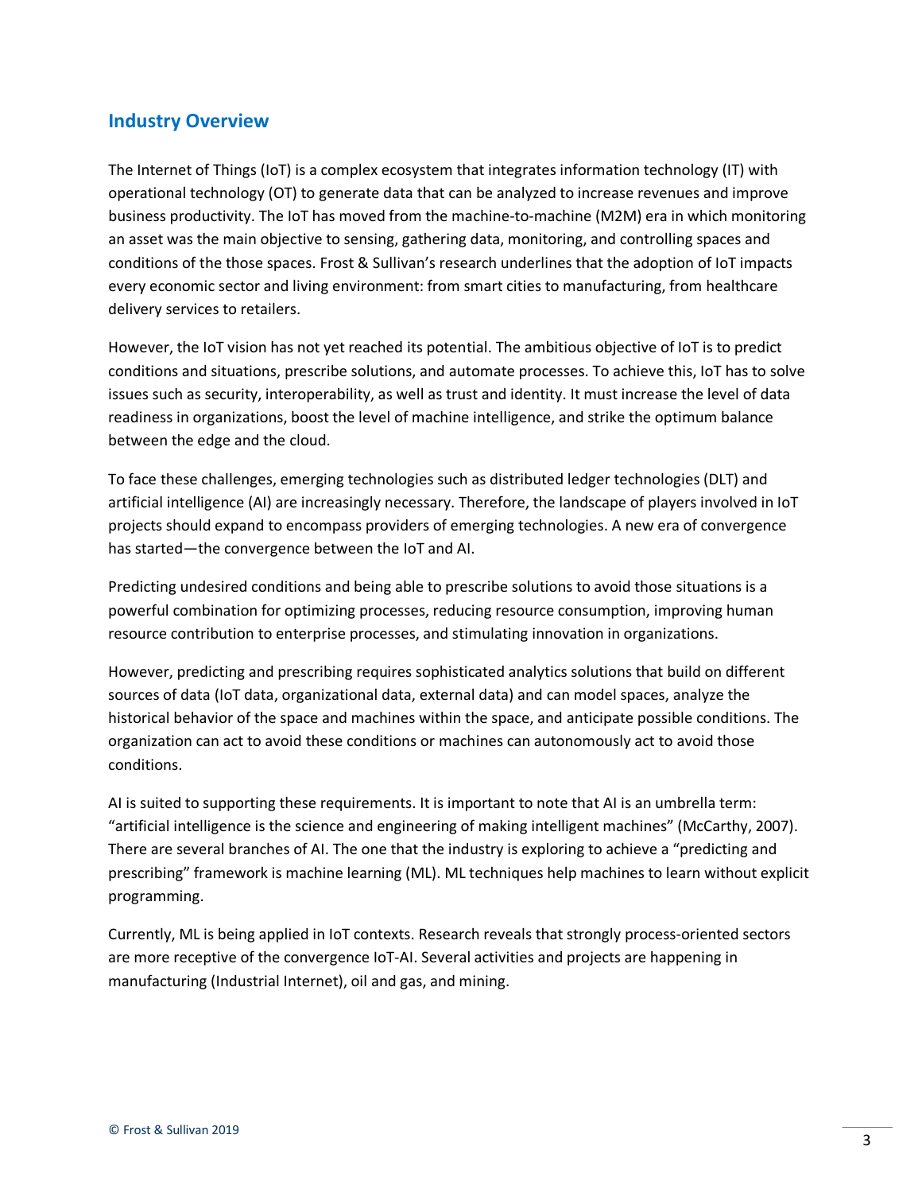## Industry Overview

The Internet of Things (IoT) is a complex ecosystem that integrates information technology (IT) with operational technology (OT) to generate data that can be analyzed to increase revenues and improve business productivity. The IoT has moved from the machine-to-machine (M2M) era in which monitoring an asset was the main objective to sensing, gathering data, monitoring, and controlling spaces and conditions of the those spaces. Frost & Sullivan's research underlines that the adoption of IoT impacts every economic sector and living environment: from smart cities to manufacturing, from healthcare delivery services to retailers.

However, the IoT vision has not yet reached its potential. The ambitious objective of IoT is to predict conditions and situations, prescribe solutions, and automate processes. To achieve this, IoT has to solve issues such as security, interoperability, as well as trust and identity. It must increase the level of data readiness in organizations, boost the level of machine intelligence, and strike the optimum balance between the edge and the cloud.

To face these challenges, emerging technologies such as distributed ledger technologies (DLT) and artificial intelligence (AI) are increasingly necessary. Therefore, the landscape of players involved in IoT projects should expand to encompass providers of emerging technologies. A new era of convergence has started—the convergence between the IoT and AI.

Predicting undesired conditions and being able to prescribe solutions to avoid those situations is a powerful combination for optimizing processes, reducing resource consumption, improving human resource contribution to enterprise processes, and stimulating innovation in organizations.

However, predicting and prescribing requires sophisticated analytics solutions that build on different sources of data (IoT data, organizational data, external data) and can model spaces, analyze the historical behavior of the space and machines within the space, and anticipate possible conditions. The organization can act to avoid these conditions or machines can autonomously act to avoid those conditions.

AI is suited to supporting these requirements. It is important to note that AI is an umbrella term: "artificial intelligence is the science and engineering of making intelligent machines" (McCarthy, 2007). There are several branches of AI. The one that the industry is exploring to achieve a "predicting and prescribing" framework is machine learning (ML). ML techniques help machines to learn without explicit programming.

Currently, ML is being applied in IoT contexts. Research reveals that strongly process-oriented sectors are more receptive of the convergence IoT-AI. Several activities and projects are happening in manufacturing (Industrial Internet), oil and gas, and mining.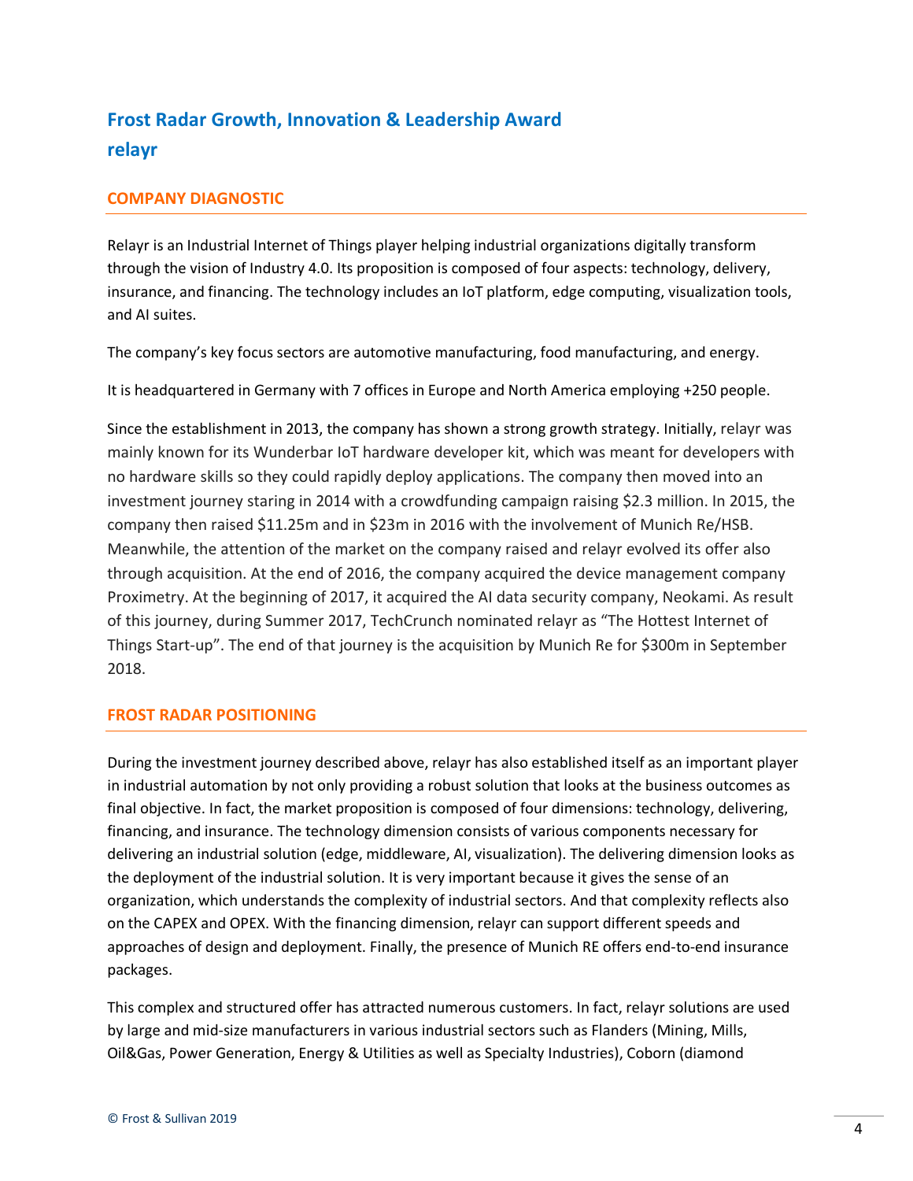## Frost Radar Growth, Innovation & Leadership Award
## relayr

### COMPANY DIAGNOSTIC

Relayr is an Industrial Internet of Things player helping industrial organizations digitally transform through the vision of Industry 4.0. Its proposition is composed of four aspects: technology, delivery, insurance, and financing. The technology includes an IoT platform, edge computing, visualization tools, and AI suites.

The company's key focus sectors are automotive manufacturing, food manufacturing, and energy.

It is headquartered in Germany with 7 offices in Europe and North America employing +250 people.

Since the establishment in 2013, the company has shown a strong growth strategy. Initially, relayr was mainly known for its Wunderbar IoT hardware developer kit, which was meant for developers with no hardware skills so they could rapidly deploy applications. The company then moved into an investment journey staring in 2014 with a crowdfunding campaign raising $2.3 million. In 2015, the company then raised $11.25m and in $23m in 2016 with the involvement of Munich Re/HSB. Meanwhile, the attention of the market on the company raised and relayr evolved its offer also through acquisition. At the end of 2016, the company acquired the device management company Proximetry. At the beginning of 2017, it acquired the AI data security company, Neokami. As result of this journey, during Summer 2017, TechCrunch nominated relayr as "The Hottest Internet of Things Start-up". The end of that journey is the acquisition by Munich Re for $300m in September 2018.

### FROST RADAR POSITIONING

During the investment journey described above, relayr has also established itself as an important player in industrial automation by not only providing a robust solution that looks at the business outcomes as final objective. In fact, the market proposition is composed of four dimensions: technology, delivering, financing, and insurance. The technology dimension consists of various components necessary for delivering an industrial solution (edge, middleware, AI, visualization). The delivering dimension looks as the deployment of the industrial solution. It is very important because it gives the sense of an organization, which understands the complexity of industrial sectors. And that complexity reflects also on the CAPEX and OPEX. With the financing dimension, relayr can support different speeds and approaches of design and deployment. Finally, the presence of Munich RE offers end-to-end insurance packages.

This complex and structured offer has attracted numerous customers. In fact, relayr solutions are used by large and mid-size manufacturers in various industrial sectors such as Flanders (Mining, Mills, Oil&Gas, Power Generation, Energy & Utilities as well as Specialty Industries), Coborn (diamond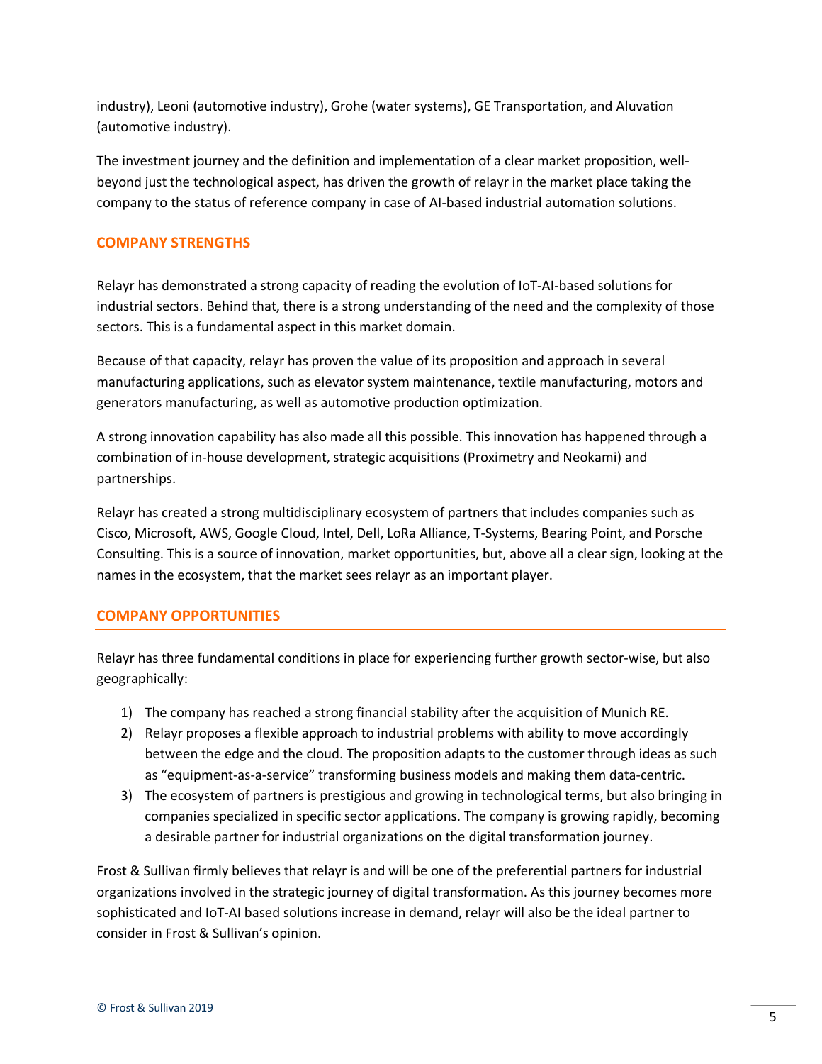industry), Leoni (automotive industry), Grohe (water systems), GE Transportation, and Aluvation (automotive industry).

The investment journey and the definition and implementation of a clear market proposition, well-beyond just the technological aspect, has driven the growth of relayr in the market place taking the company to the status of reference company in case of AI-based industrial automation solutions.

## COMPANY STRENGTHS

Relayr has demonstrated a strong capacity of reading the evolution of IoT-AI-based solutions for industrial sectors. Behind that, there is a strong understanding of the need and the complexity of those sectors. This is a fundamental aspect in this market domain.

Because of that capacity, relayr has proven the value of its proposition and approach in several manufacturing applications, such as elevator system maintenance, textile manufacturing, motors and generators manufacturing, as well as automotive production optimization.

A strong innovation capability has also made all this possible. This innovation has happened through a combination of in-house development, strategic acquisitions (Proximetry and Neokami) and partnerships.

Relayr has created a strong multidisciplinary ecosystem of partners that includes companies such as Cisco, Microsoft, AWS, Google Cloud, Intel, Dell, LoRa Alliance, T-Systems, Bearing Point, and Porsche Consulting. This is a source of innovation, market opportunities, but, above all a clear sign, looking at the names in the ecosystem, that the market sees relayr as an important player.

## COMPANY OPPORTUNITIES

Relayr has three fundamental conditions in place for experiencing further growth sector-wise, but also geographically:

1) The company has reached a strong financial stability after the acquisition of Munich RE.
2) Relayr proposes a flexible approach to industrial problems with ability to move accordingly between the edge and the cloud. The proposition adapts to the customer through ideas as such as "equipment-as-a-service" transforming business models and making them data-centric.
3) The ecosystem of partners is prestigious and growing in technological terms, but also bringing in companies specialized in specific sector applications. The company is growing rapidly, becoming a desirable partner for industrial organizations on the digital transformation journey.

Frost & Sullivan firmly believes that relayr is and will be one of the preferential partners for industrial organizations involved in the strategic journey of digital transformation. As this journey becomes more sophisticated and IoT-AI based solutions increase in demand, relayr will also be the ideal partner to consider in Frost & Sullivan's opinion.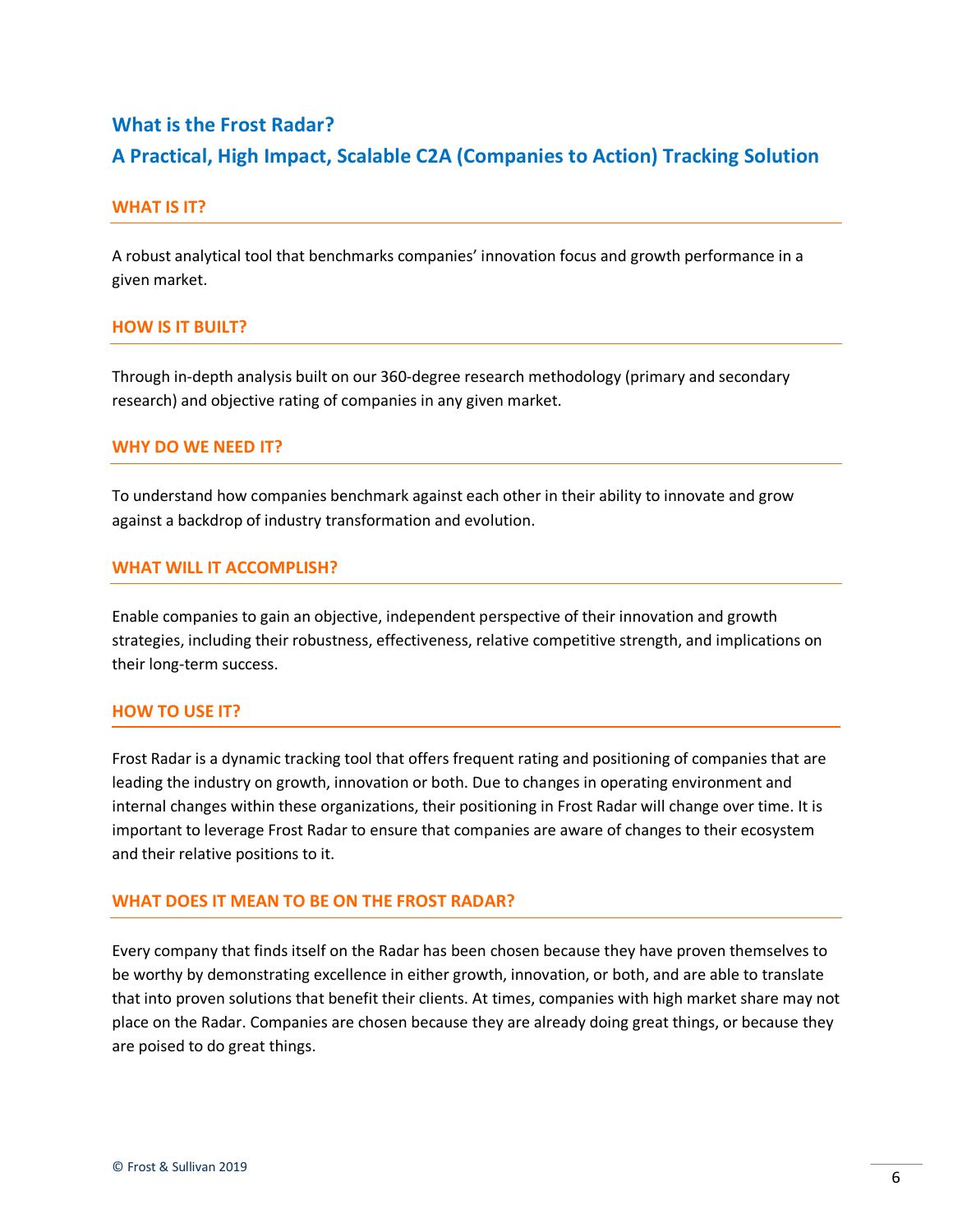## What is the Frost Radar?

## A Practical, High Impact, Scalable C2A (Companies to Action) Tracking Solution

### WHAT IS IT?

A robust analytical tool that benchmarks companies' innovation focus and growth performance in a given market.

### HOW IS IT BUILT?

Through in-depth analysis built on our 360-degree research methodology (primary and secondary research) and objective rating of companies in any given market.

### WHY DO WE NEED IT?

To understand how companies benchmark against each other in their ability to innovate and grow against a backdrop of industry transformation and evolution.

### WHAT WILL IT ACCOMPLISH?

Enable companies to gain an objective, independent perspective of their innovation and growth strategies, including their robustness, effectiveness, relative competitive strength, and implications on their long-term success.

### HOW TO USE IT?

Frost Radar is a dynamic tracking tool that offers frequent rating and positioning of companies that are leading the industry on growth, innovation or both. Due to changes in operating environment and internal changes within these organizations, their positioning in Frost Radar will change over time. It is important to leverage Frost Radar to ensure that companies are aware of changes to their ecosystem and their relative positions to it.

### WHAT DOES IT MEAN TO BE ON THE FROST RADAR?

Every company that finds itself on the Radar has been chosen because they have proven themselves to be worthy by demonstrating excellence in either growth, innovation, or both, and are able to translate that into proven solutions that benefit their clients. At times, companies with high market share may not place on the Radar. Companies are chosen because they are already doing great things, or because they are poised to do great things.

© Frost & Sullivan 2019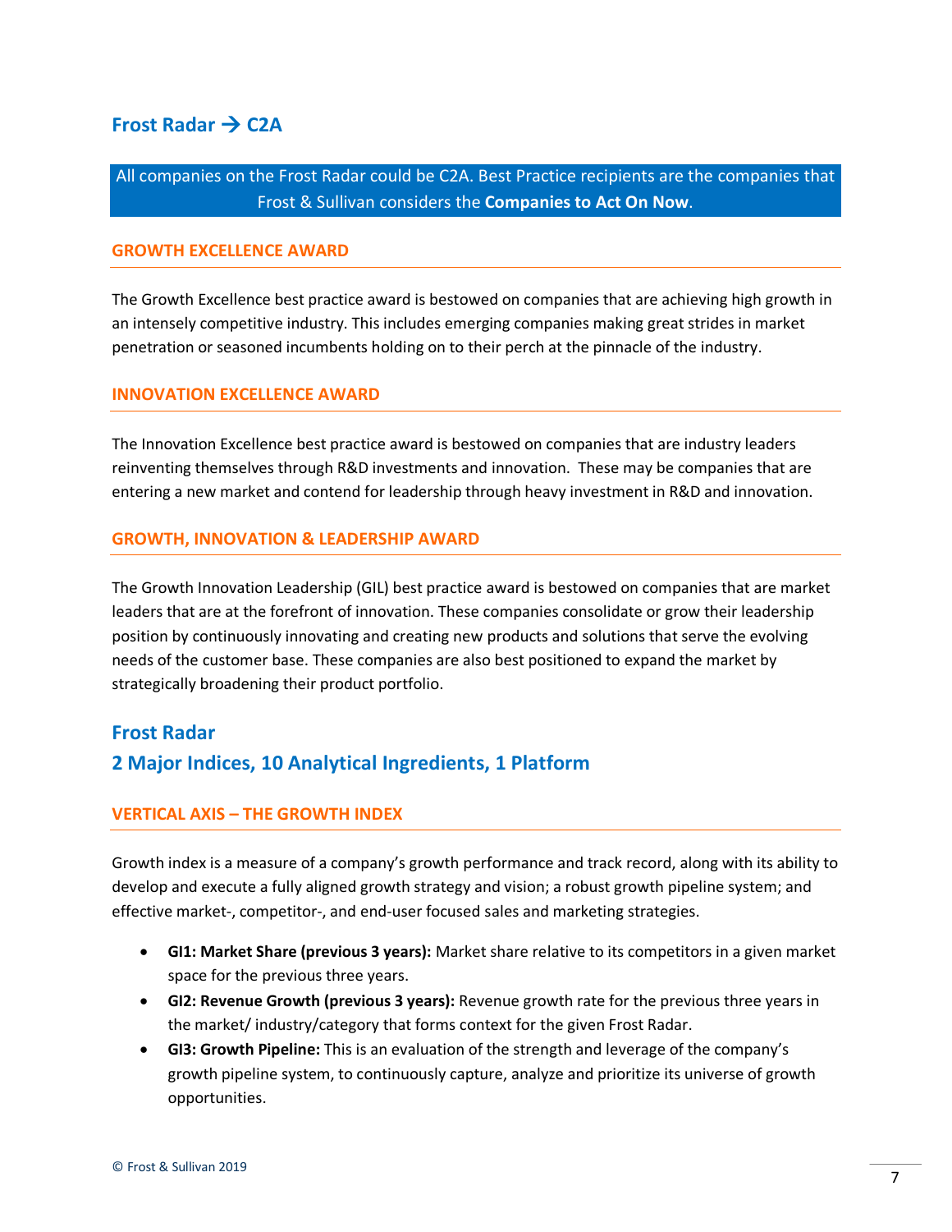## Frost Radar → C2A

**All companies on the Frost Radar could be C2A. Best Practice recipients are the companies that Frost & Sullivan considers the Companies to Act On Now.**

### GROWTH EXCELLENCE AWARD

The Growth Excellence best practice award is bestowed on companies that are achieving high growth in an intensely competitive industry. This includes emerging companies making great strides in market penetration or seasoned incumbents holding on to their perch at the pinnacle of the industry.

### INNOVATION EXCELLENCE AWARD

The Innovation Excellence best practice award is bestowed on companies that are industry leaders reinventing themselves through R&D investments and innovation. These may be companies that are entering a new market and contend for leadership through heavy investment in R&D and innovation.

### GROWTH, INNOVATION & LEADERSHIP AWARD

The Growth Innovation Leadership (GIL) best practice award is bestowed on companies that are market leaders that are at the forefront of innovation. These companies consolidate or grow their leadership position by continuously innovating and creating new products and solutions that serve the evolving needs of the customer base. These companies are also best positioned to expand the market by strategically broadening their product portfolio.

## Frost Radar
## 2 Major Indices, 10 Analytical Ingredients, 1 Platform

### VERTICAL AXIS – THE GROWTH INDEX

Growth index is a measure of a company's growth performance and track record, along with its ability to develop and execute a fully aligned growth strategy and vision; a robust growth pipeline system; and effective market-, competitor-, and end-user focused sales and marketing strategies.

- **GI1: Market Share (previous 3 years):** Market share relative to its competitors in a given market space for the previous three years.
- **GI2: Revenue Growth (previous 3 years):** Revenue growth rate for the previous three years in the market/ industry/category that forms context for the given Frost Radar.
- **GI3: Growth Pipeline:** This is an evaluation of the strength and leverage of the company's growth pipeline system, to continuously capture, analyze and prioritize its universe of growth opportunities.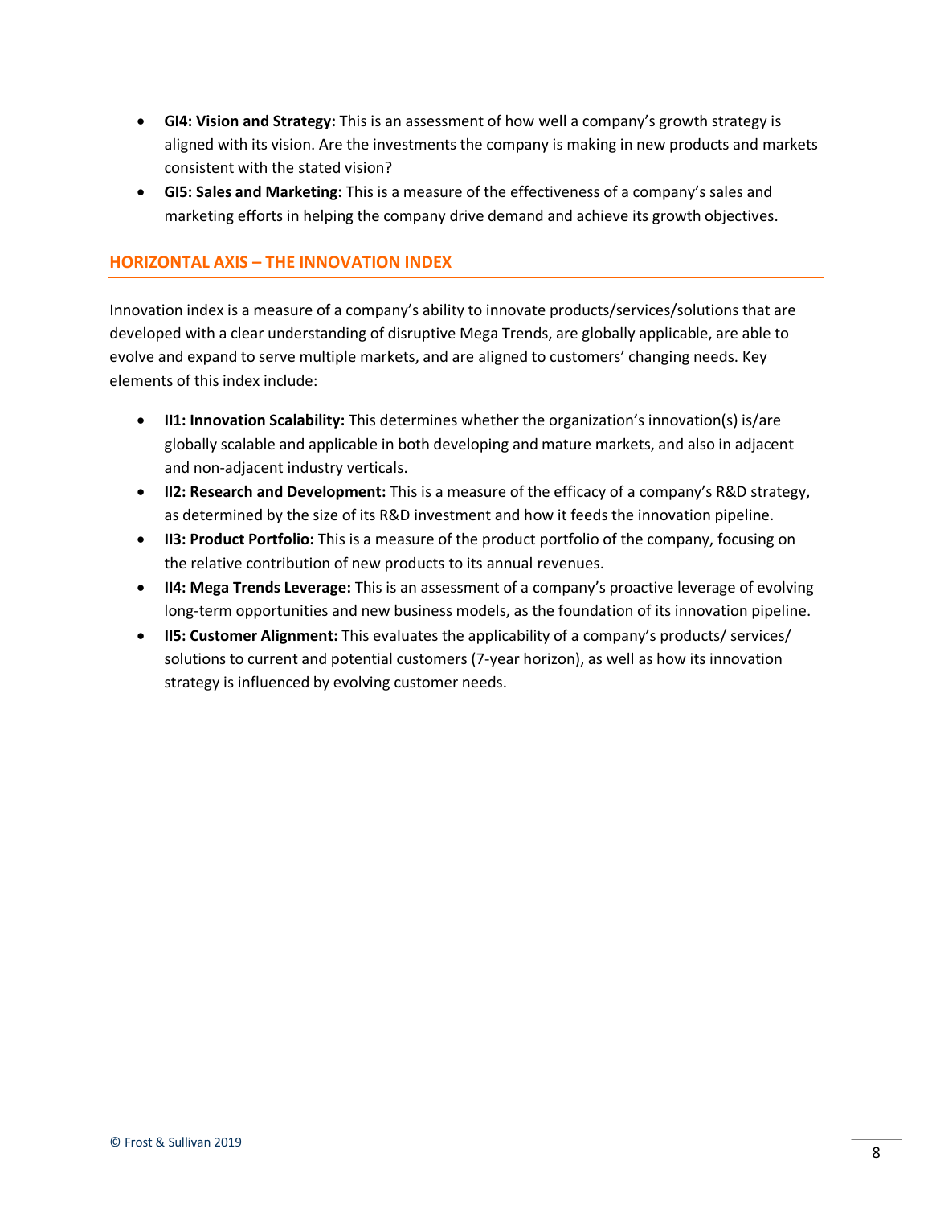- **GI4: Vision and Strategy:** This is an assessment of how well a company's growth strategy is aligned with its vision. Are the investments the company is making in new products and markets consistent with the stated vision?
- **GI5: Sales and Marketing:** This is a measure of the effectiveness of a company's sales and marketing efforts in helping the company drive demand and achieve its growth objectives.

## HORIZONTAL AXIS – THE INNOVATION INDEX

Innovation index is a measure of a company's ability to innovate products/services/solutions that are developed with a clear understanding of disruptive Mega Trends, are globally applicable, are able to evolve and expand to serve multiple markets, and are aligned to customers' changing needs. Key elements of this index include:

- **II1: Innovation Scalability:** This determines whether the organization's innovation(s) is/are globally scalable and applicable in both developing and mature markets, and also in adjacent and non-adjacent industry verticals.
- **II2: Research and Development:** This is a measure of the efficacy of a company's R&D strategy, as determined by the size of its R&D investment and how it feeds the innovation pipeline.
- **II3: Product Portfolio:** This is a measure of the product portfolio of the company, focusing on the relative contribution of new products to its annual revenues.
- **II4: Mega Trends Leverage:** This is an assessment of a company's proactive leverage of evolving long-term opportunities and new business models, as the foundation of its innovation pipeline.
- **II5: Customer Alignment:** This evaluates the applicability of a company's products/ services/ solutions to current and potential customers (7-year horizon), as well as how its innovation strategy is influenced by evolving customer needs.

© Frost & Sullivan 2019